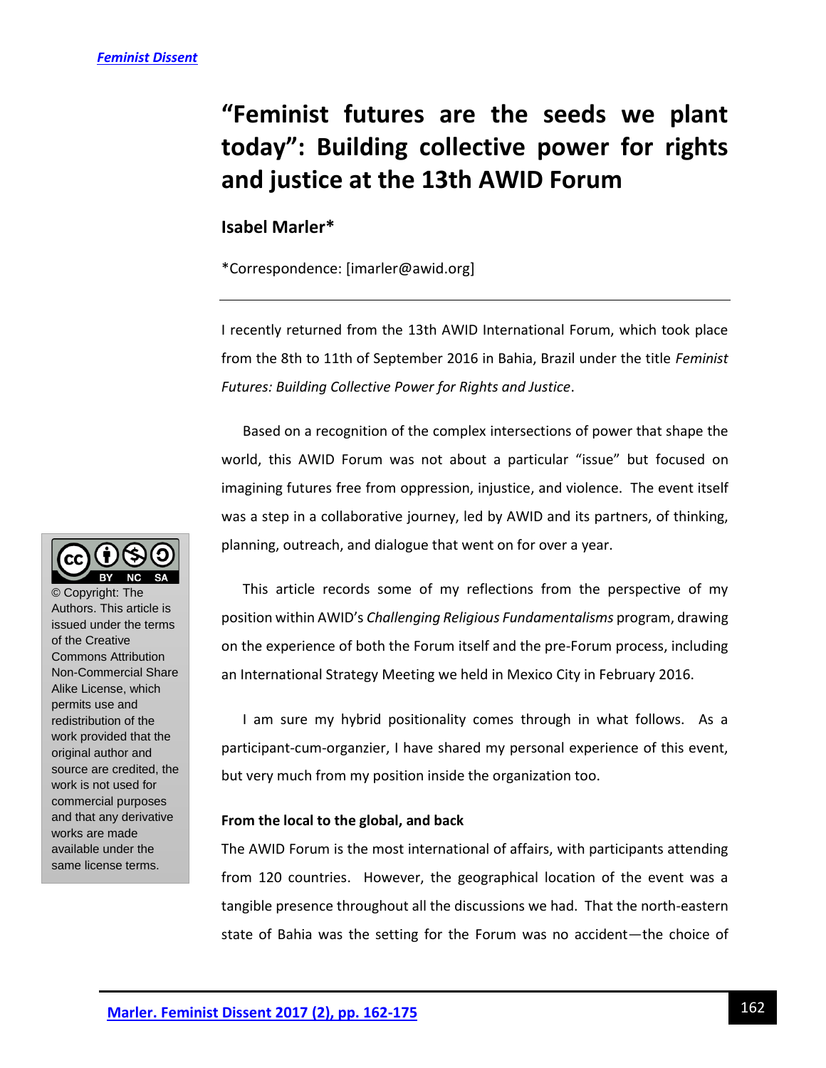# "Feminist futures are the seeds we plant today": Building collective power for rights and justice at the 13th AWID Forum

**Isabel Marler***

*Correspondence: [imarler@awid.org]

© Copyright: The Authors. This article is issued under the terms of the Creative Commons Attribution Non-Commercial Share Alike License, which permits use and redistribution of the work provided that the original author and source are credited, the work is not used for commercial purposes and that any derivative works are made available under the same license terms.

---

I recently returned from the 13th AWID International Forum, which took place from the 8th to 11th of September 2016 in Bahia, Brazil under the title *Feminist Futures: Building Collective Power for Rights and Justice*.

Based on a recognition of the complex intersections of power that shape the world, this AWID Forum was not about a particular "issue" but focused on imagining futures free from oppression, injustice, and violence. The event itself was a step in a collaborative journey, led by AWID and its partners, of thinking, planning, outreach, and dialogue that went on for over a year.

This article records some of my reflections from the perspective of my position within AWID's *Challenging Religious Fundamentalisms* program, drawing on the experience of both the Forum itself and the pre-Forum process, including an International Strategy Meeting we held in Mexico City in February 2016.

I am sure my hybrid positionality comes through in what follows. As a participant-cum-organzier, I have shared my personal experience of this event, but very much from my position inside the organization too.

**From the local to the global, and back**

The AWID Forum is the most international of affairs, with participants attending from 120 countries. However, the geographical location of the event was a tangible presence throughout all the discussions we had. That the north-eastern state of Bahia was the setting for the Forum was no accident—the choice of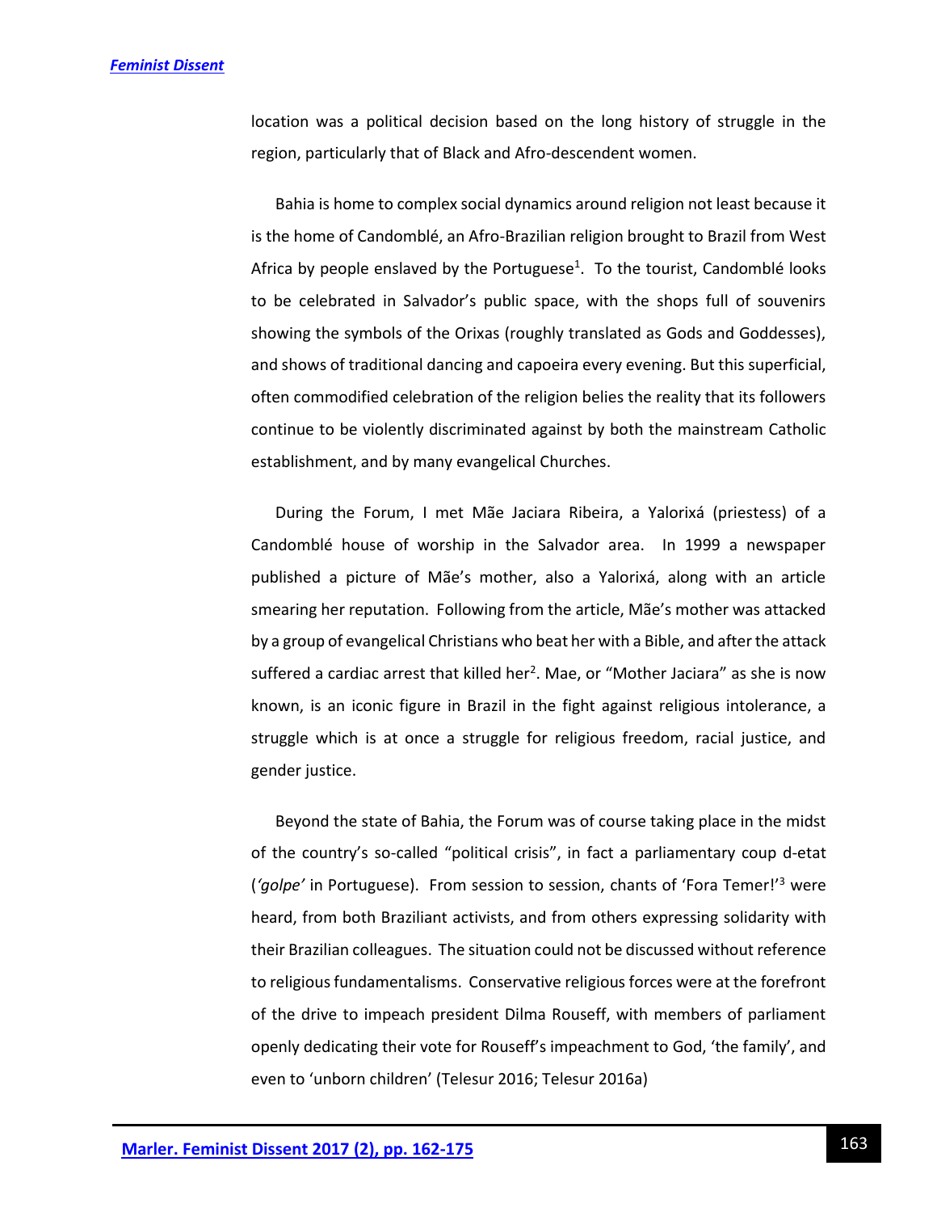location was a political decision based on the long history of struggle in the region, particularly that of Black and Afro-descendent women.

Bahia is home to complex social dynamics around religion not least because it is the home of Candomblé, an Afro-Brazilian religion brought to Brazil from West Africa by people enslaved by the Portuguese[1]. To the tourist, Candomblé looks to be celebrated in Salvador's public space, with the shops full of souvenirs showing the symbols of the Orixas (roughly translated as Gods and Goddesses), and shows of traditional dancing and capoeira every evening. But this superficial, often commodified celebration of the religion belies the reality that its followers continue to be violently discriminated against by both the mainstream Catholic establishment, and by many evangelical Churches.

During the Forum, I met Mãe Jaciara Ribeira, a Yalorixá (priestess) of a Candomblé house of worship in the Salvador area. In 1999 a newspaper published a picture of Mãe's mother, also a Yalorixá, along with an article smearing her reputation. Following from the article, Mãe's mother was attacked by a group of evangelical Christians who beat her with a Bible, and after the attack suffered a cardiac arrest that killed her[2]. Mae, or "Mother Jaciara" as she is now known, is an iconic figure in Brazil in the fight against religious intolerance, a struggle which is at once a struggle for religious freedom, racial justice, and gender justice.

Beyond the state of Bahia, the Forum was of course taking place in the midst of the country's so-called "political crisis", in fact a parliamentary coup d-etat (*'golpe'* in Portuguese). From session to session, chants of 'Fora Temer!'[3] were heard, from both Braziliant activists, and from others expressing solidarity with their Brazilian colleagues. The situation could not be discussed without reference to religious fundamentalisms. Conservative religious forces were at the forefront of the drive to impeach president Dilma Rouseff, with members of parliament openly dedicating their vote for Rouseff's impeachment to God, 'the family', and even to 'unborn children' (Telesur 2016; Telesur 2016a)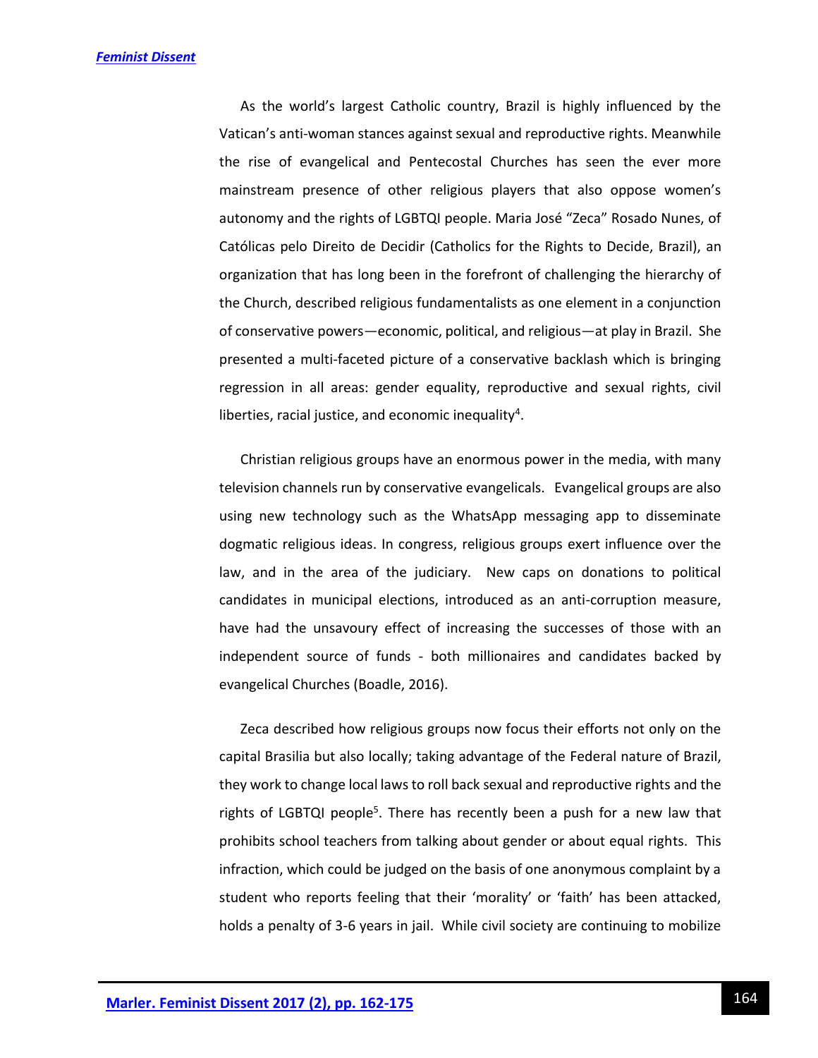As the world's largest Catholic country, Brazil is highly influenced by the Vatican's anti-woman stances against sexual and reproductive rights. Meanwhile the rise of evangelical and Pentecostal Churches has seen the ever more mainstream presence of other religious players that also oppose women's autonomy and the rights of LGBTQI people. Maria José "Zeca" Rosado Nunes, of Católicas pelo Direito de Decidir (Catholics for the Rights to Decide, Brazil), an organization that has long been in the forefront of challenging the hierarchy of the Church, described religious fundamentalists as one element in a conjunction of conservative powers—economic, political, and religious—at play in Brazil. She presented a multi-faceted picture of a conservative backlash which is bringing regression in all areas: gender equality, reproductive and sexual rights, civil liberties, racial justice, and economic inequality[4].

Christian religious groups have an enormous power in the media, with many television channels run by conservative evangelicals. Evangelical groups are also using new technology such as the WhatsApp messaging app to disseminate dogmatic religious ideas. In congress, religious groups exert influence over the law, and in the area of the judiciary. New caps on donations to political candidates in municipal elections, introduced as an anti-corruption measure, have had the unsavoury effect of increasing the successes of those with an independent source of funds - both millionaires and candidates backed by evangelical Churches (Boadle, 2016).

Zeca described how religious groups now focus their efforts not only on the capital Brasilia but also locally; taking advantage of the Federal nature of Brazil, they work to change local laws to roll back sexual and reproductive rights and the rights of LGBTQI people[5]. There has recently been a push for a new law that prohibits school teachers from talking about gender or about equal rights. This infraction, which could be judged on the basis of one anonymous complaint by a student who reports feeling that their 'morality' or 'faith' has been attacked, holds a penalty of 3-6 years in jail. While civil society are continuing to mobilize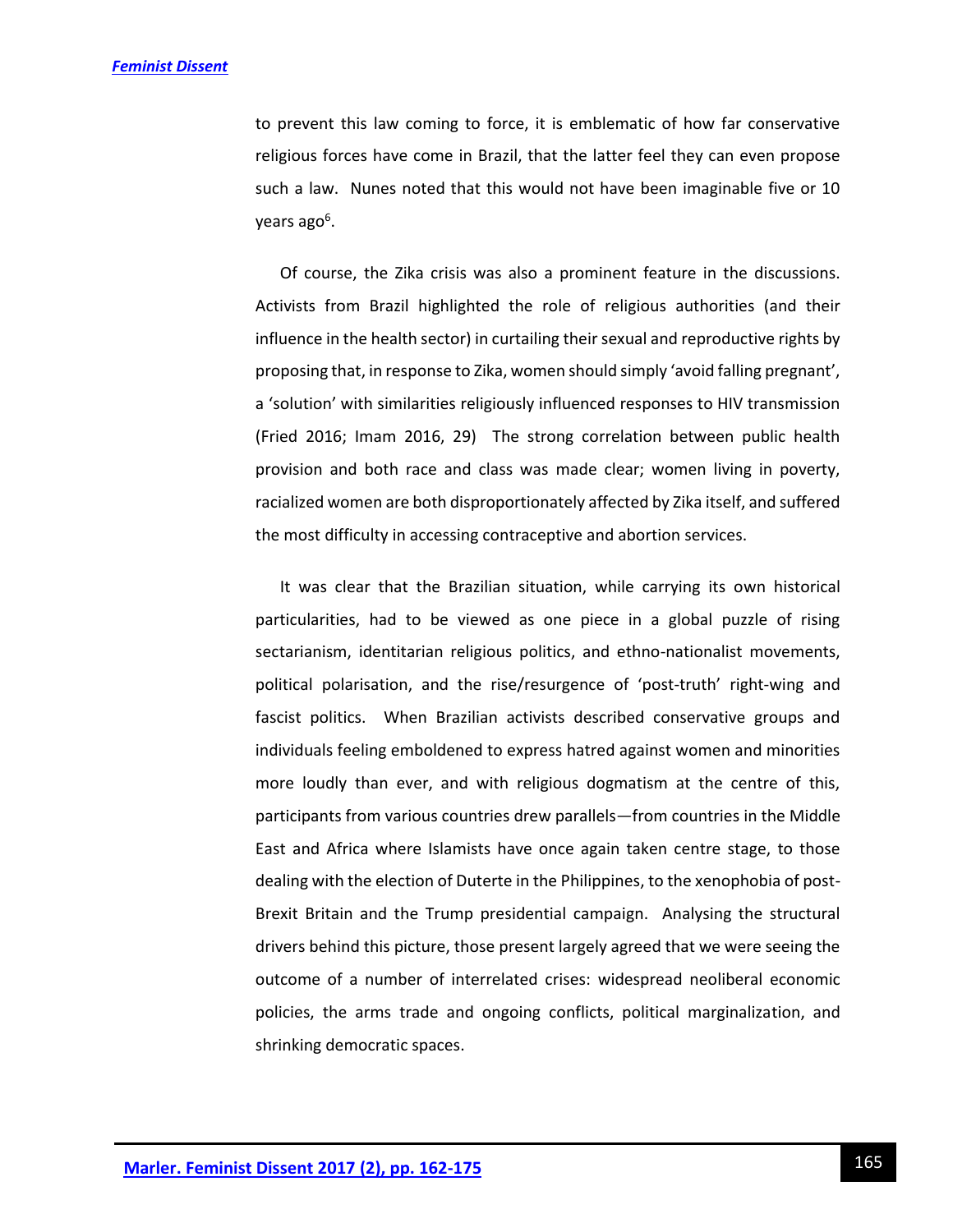to prevent this law coming to force, it is emblematic of how far conservative religious forces have come in Brazil, that the latter feel they can even propose such a law. Nunes noted that this would not have been imaginable five or 10 years ago[6].

Of course, the Zika crisis was also a prominent feature in the discussions. Activists from Brazil highlighted the role of religious authorities (and their influence in the health sector) in curtailing their sexual and reproductive rights by proposing that, in response to Zika, women should simply 'avoid falling pregnant', a 'solution' with similarities religiously influenced responses to HIV transmission (Fried 2016; Imam 2016, 29) The strong correlation between public health provision and both race and class was made clear; women living in poverty, racialized women are both disproportionately affected by Zika itself, and suffered the most difficulty in accessing contraceptive and abortion services.

It was clear that the Brazilian situation, while carrying its own historical particularities, had to be viewed as one piece in a global puzzle of rising sectarianism, identitarian religious politics, and ethno-nationalist movements, political polarisation, and the rise/resurgence of 'post-truth' right-wing and fascist politics. When Brazilian activists described conservative groups and individuals feeling emboldened to express hatred against women and minorities more loudly than ever, and with religious dogmatism at the centre of this, participants from various countries drew parallels—from countries in the Middle East and Africa where Islamists have once again taken centre stage, to those dealing with the election of Duterte in the Philippines, to the xenophobia of post-Brexit Britain and the Trump presidential campaign. Analysing the structural drivers behind this picture, those present largely agreed that we were seeing the outcome of a number of interrelated crises: widespread neoliberal economic policies, the arms trade and ongoing conflicts, political marginalization, and shrinking democratic spaces.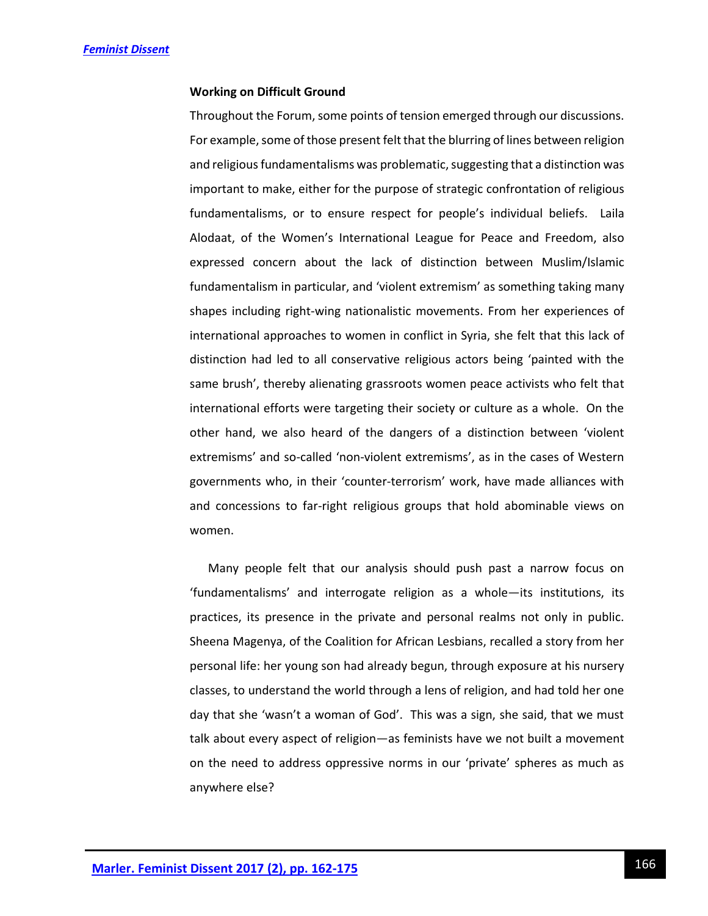**Working on Difficult Ground**

Throughout the Forum, some points of tension emerged through our discussions. For example, some of those present felt that the blurring of lines between religion and religious fundamentalisms was problematic, suggesting that a distinction was important to make, either for the purpose of strategic confrontation of religious fundamentalisms, or to ensure respect for people's individual beliefs. Laila Alodaat, of the Women's International League for Peace and Freedom, also expressed concern about the lack of distinction between Muslim/Islamic fundamentalism in particular, and 'violent extremism' as something taking many shapes including right-wing nationalistic movements. From her experiences of international approaches to women in conflict in Syria, she felt that this lack of distinction had led to all conservative religious actors being 'painted with the same brush', thereby alienating grassroots women peace activists who felt that international efforts were targeting their society or culture as a whole. On the other hand, we also heard of the dangers of a distinction between 'violent extremisms' and so-called 'non-violent extremisms', as in the cases of Western governments who, in their 'counter-terrorism' work, have made alliances with and concessions to far-right religious groups that hold abominable views on women.

Many people felt that our analysis should push past a narrow focus on 'fundamentalisms' and interrogate religion as a whole—its institutions, its practices, its presence in the private and personal realms not only in public. Sheena Magenya, of the Coalition for African Lesbians, recalled a story from her personal life: her young son had already begun, through exposure at his nursery classes, to understand the world through a lens of religion, and had told her one day that she 'wasn't a woman of God'. This was a sign, she said, that we must talk about every aspect of religion—as feminists have we not built a movement on the need to address oppressive norms in our 'private' spheres as much as anywhere else?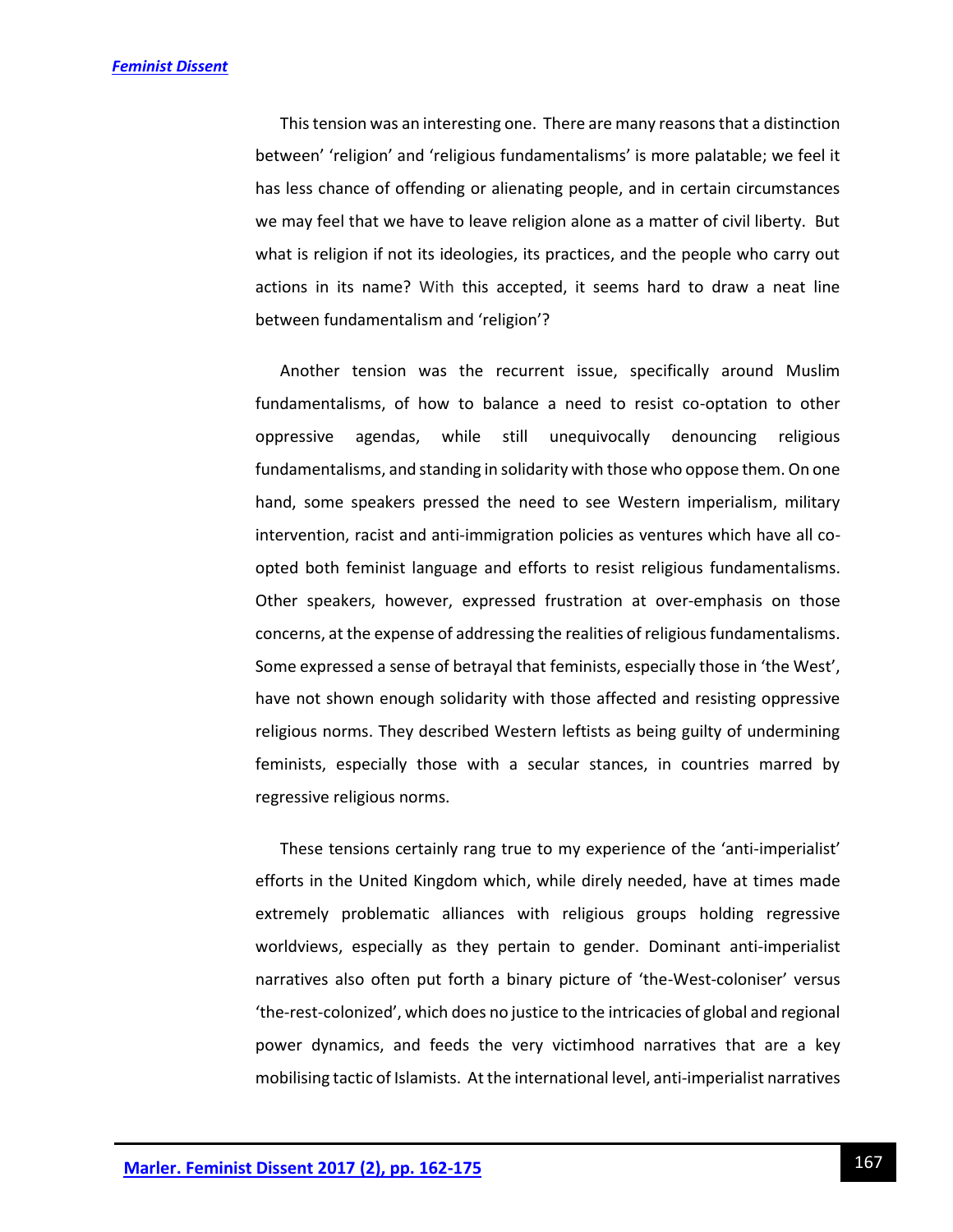This tension was an interesting one. There are many reasons that a distinction between' 'religion' and 'religious fundamentalisms' is more palatable; we feel it has less chance of offending or alienating people, and in certain circumstances we may feel that we have to leave religion alone as a matter of civil liberty. But what is religion if not its ideologies, its practices, and the people who carry out actions in its name? With this accepted, it seems hard to draw a neat line between fundamentalism and 'religion'?

Another tension was the recurrent issue, specifically around Muslim fundamentalisms, of how to balance a need to resist co-optation to other oppressive agendas, while still unequivocally denouncing religious fundamentalisms, and standing in solidarity with those who oppose them. On one hand, some speakers pressed the need to see Western imperialism, military intervention, racist and anti-immigration policies as ventures which have all co-opted both feminist language and efforts to resist religious fundamentalisms. Other speakers, however, expressed frustration at over-emphasis on those concerns, at the expense of addressing the realities of religious fundamentalisms. Some expressed a sense of betrayal that feminists, especially those in 'the West', have not shown enough solidarity with those affected and resisting oppressive religious norms. They described Western leftists as being guilty of undermining feminists, especially those with a secular stances, in countries marred by regressive religious norms.

These tensions certainly rang true to my experience of the 'anti-imperialist' efforts in the United Kingdom which, while direly needed, have at times made extremely problematic alliances with religious groups holding regressive worldviews, especially as they pertain to gender. Dominant anti-imperialist narratives also often put forth a binary picture of 'the-West-coloniser' versus 'the-rest-colonized', which does no justice to the intricacies of global and regional power dynamics, and feeds the very victimhood narratives that are a key mobilising tactic of Islamists. At the international level, anti-imperialist narratives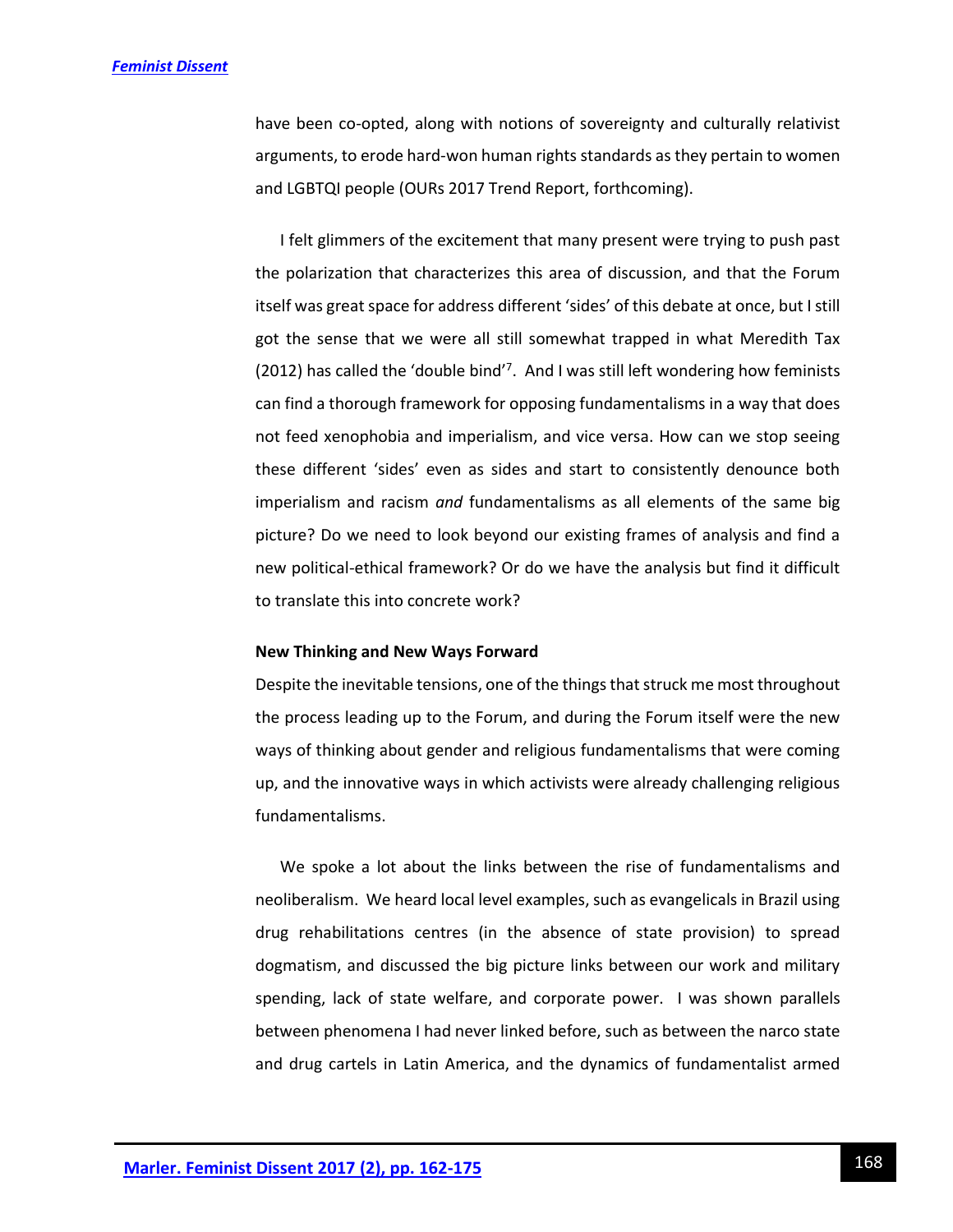have been co-opted, along with notions of sovereignty and culturally relativist arguments, to erode hard-won human rights standards as they pertain to women and LGBTQI people (OURs 2017 Trend Report, forthcoming).

I felt glimmers of the excitement that many present were trying to push past the polarization that characterizes this area of discussion, and that the Forum itself was great space for address different 'sides' of this debate at once, but I still got the sense that we were all still somewhat trapped in what Meredith Tax (2012) has called the 'double bind'[7]. And I was still left wondering how feminists can find a thorough framework for opposing fundamentalisms in a way that does not feed xenophobia and imperialism, and vice versa. How can we stop seeing these different 'sides' even as sides and start to consistently denounce both imperialism and racism *and* fundamentalisms as all elements of the same big picture? Do we need to look beyond our existing frames of analysis and find a new political-ethical framework? Or do we have the analysis but find it difficult to translate this into concrete work?

**New Thinking and New Ways Forward**

Despite the inevitable tensions, one of the things that struck me most throughout the process leading up to the Forum, and during the Forum itself were the new ways of thinking about gender and religious fundamentalisms that were coming up, and the innovative ways in which activists were already challenging religious fundamentalisms.

We spoke a lot about the links between the rise of fundamentalisms and neoliberalism. We heard local level examples, such as evangelicals in Brazil using drug rehabilitations centres (in the absence of state provision) to spread dogmatism, and discussed the big picture links between our work and military spending, lack of state welfare, and corporate power. I was shown parallels between phenomena I had never linked before, such as between the narco state and drug cartels in Latin America, and the dynamics of fundamentalist armed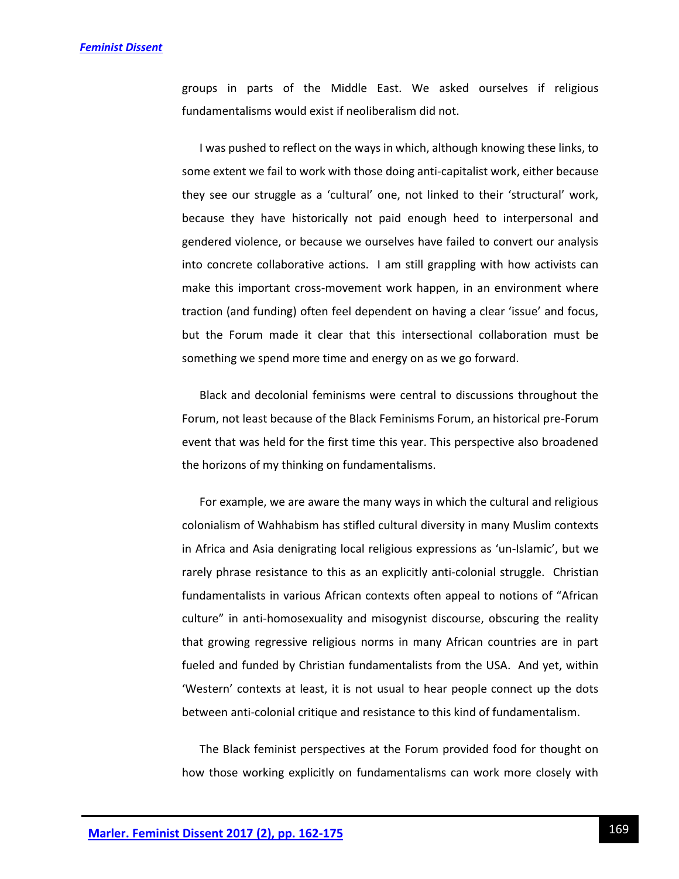groups in parts of the Middle East. We asked ourselves if religious fundamentalisms would exist if neoliberalism did not.

I was pushed to reflect on the ways in which, although knowing these links, to some extent we fail to work with those doing anti-capitalist work, either because they see our struggle as a 'cultural' one, not linked to their 'structural' work, because they have historically not paid enough heed to interpersonal and gendered violence, or because we ourselves have failed to convert our analysis into concrete collaborative actions. I am still grappling with how activists can make this important cross-movement work happen, in an environment where traction (and funding) often feel dependent on having a clear 'issue' and focus, but the Forum made it clear that this intersectional collaboration must be something we spend more time and energy on as we go forward.

Black and decolonial feminisms were central to discussions throughout the Forum, not least because of the Black Feminisms Forum, an historical pre-Forum event that was held for the first time this year. This perspective also broadened the horizons of my thinking on fundamentalisms.

For example, we are aware the many ways in which the cultural and religious colonialism of Wahhabism has stifled cultural diversity in many Muslim contexts in Africa and Asia denigrating local religious expressions as 'un-Islamic', but we rarely phrase resistance to this as an explicitly anti-colonial struggle. Christian fundamentalists in various African contexts often appeal to notions of "African culture" in anti-homosexuality and misogynist discourse, obscuring the reality that growing regressive religious norms in many African countries are in part fueled and funded by Christian fundamentalists from the USA. And yet, within 'Western' contexts at least, it is not usual to hear people connect up the dots between anti-colonial critique and resistance to this kind of fundamentalism.

The Black feminist perspectives at the Forum provided food for thought on how those working explicitly on fundamentalisms can work more closely with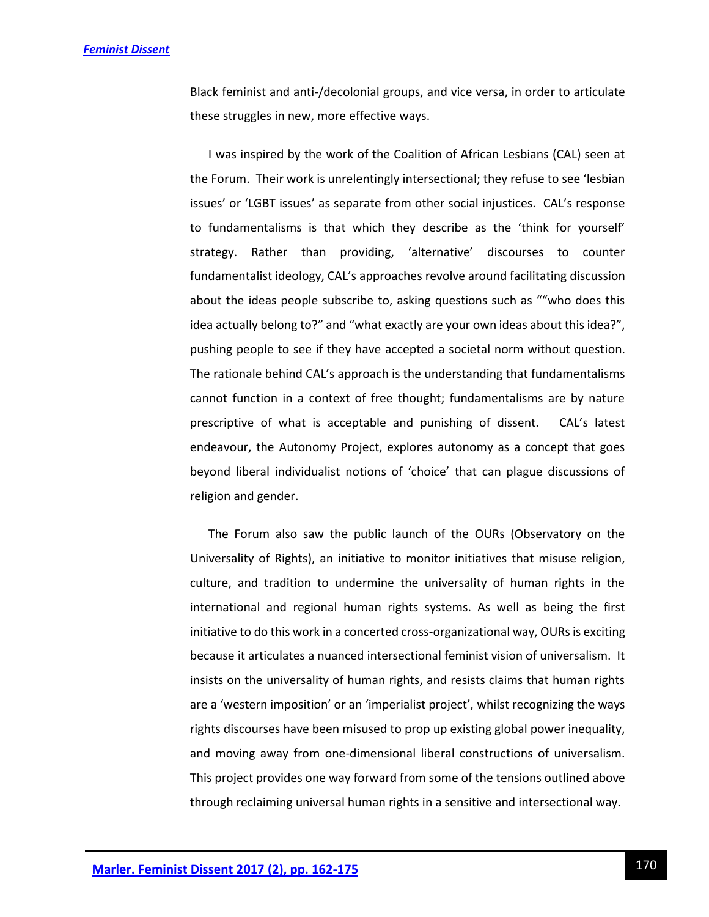Black feminist and anti-/decolonial groups, and vice versa, in order to articulate these struggles in new, more effective ways.

I was inspired by the work of the Coalition of African Lesbians (CAL) seen at the Forum. Their work is unrelentingly intersectional; they refuse to see 'lesbian issues' or 'LGBT issues' as separate from other social injustices. CAL's response to fundamentalisms is that which they describe as the 'think for yourself' strategy. Rather than providing, 'alternative' discourses to counter fundamentalist ideology, CAL's approaches revolve around facilitating discussion about the ideas people subscribe to, asking questions such as ""who does this idea actually belong to?" and "what exactly are your own ideas about this idea?", pushing people to see if they have accepted a societal norm without question. The rationale behind CAL's approach is the understanding that fundamentalisms cannot function in a context of free thought; fundamentalisms are by nature prescriptive of what is acceptable and punishing of dissent. CAL's latest endeavour, the Autonomy Project, explores autonomy as a concept that goes beyond liberal individualist notions of 'choice' that can plague discussions of religion and gender.

The Forum also saw the public launch of the OURs (Observatory on the Universality of Rights), an initiative to monitor initiatives that misuse religion, culture, and tradition to undermine the universality of human rights in the international and regional human rights systems. As well as being the first initiative to do this work in a concerted cross-organizational way, OURs is exciting because it articulates a nuanced intersectional feminist vision of universalism. It insists on the universality of human rights, and resists claims that human rights are a 'western imposition' or an 'imperialist project', whilst recognizing the ways rights discourses have been misused to prop up existing global power inequality, and moving away from one-dimensional liberal constructions of universalism. This project provides one way forward from some of the tensions outlined above through reclaiming universal human rights in a sensitive and intersectional way.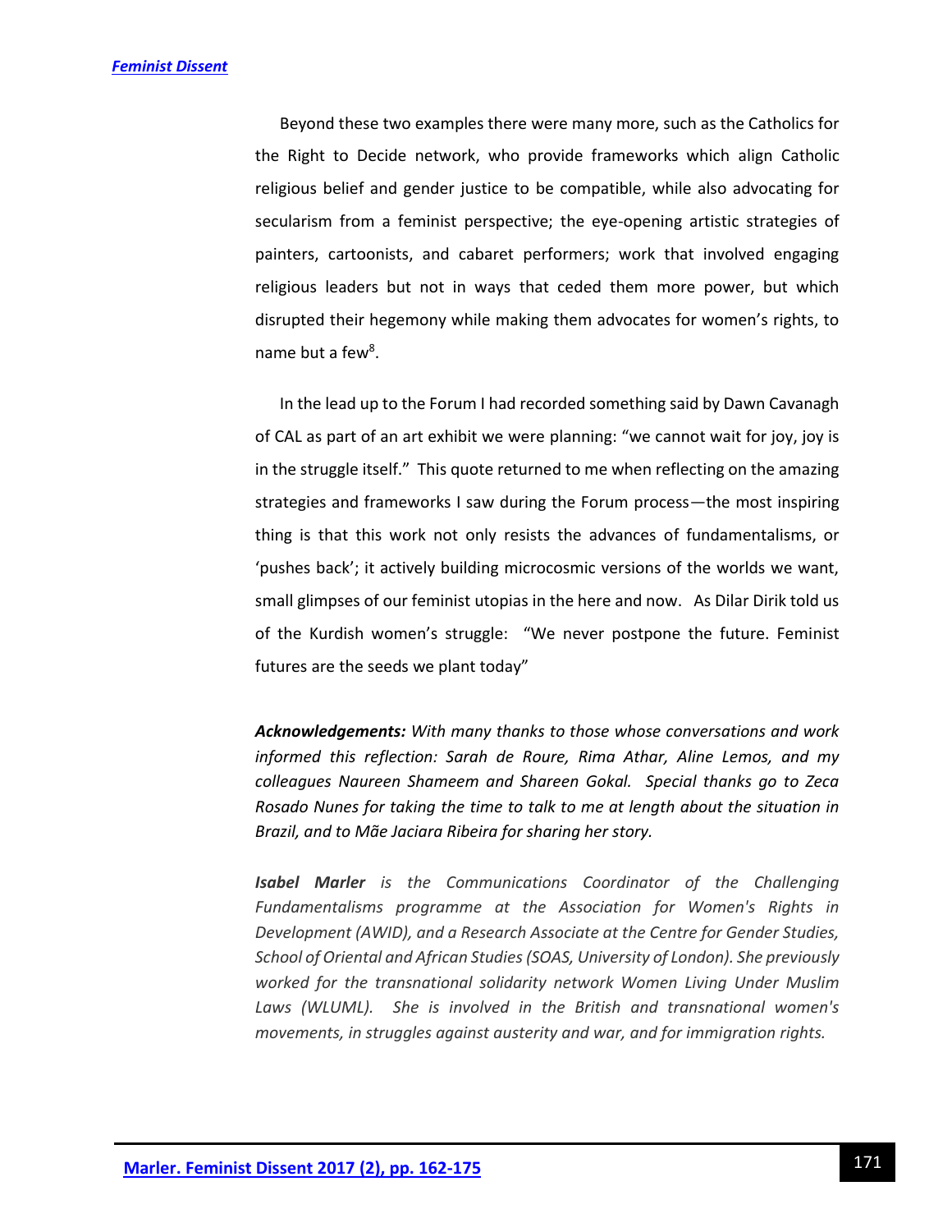Beyond these two examples there were many more, such as the Catholics for the Right to Decide network, who provide frameworks which align Catholic religious belief and gender justice to be compatible, while also advocating for secularism from a feminist perspective; the eye-opening artistic strategies of painters, cartoonists, and cabaret performers; work that involved engaging religious leaders but not in ways that ceded them more power, but which disrupted their hegemony while making them advocates for women's rights, to name but a few[8].

In the lead up to the Forum I had recorded something said by Dawn Cavanagh of CAL as part of an art exhibit we were planning: "we cannot wait for joy, joy is in the struggle itself." This quote returned to me when reflecting on the amazing strategies and frameworks I saw during the Forum process—the most inspiring thing is that this work not only resists the advances of fundamentalisms, or 'pushes back'; it actively building microcosmic versions of the worlds we want, small glimpses of our feminist utopias in the here and now. As Dilar Dirik told us of the Kurdish women's struggle: "We never postpone the future. Feminist futures are the seeds we plant today"

***Acknowledgements:*** *With many thanks to those whose conversations and work informed this reflection: Sarah de Roure, Rima Athar, Aline Lemos, and my colleagues Naureen Shameem and Shareen Gokal. Special thanks go to Zeca Rosado Nunes for taking the time to talk to me at length about the situation in Brazil, and to Mãe Jaciara Ribeira for sharing her story.*

***Isabel Marler*** *is the Communications Coordinator of the Challenging Fundamentalisms programme at the Association for Women's Rights in Development (AWID), and a Research Associate at the Centre for Gender Studies, School of Oriental and African Studies (SOAS, University of London). She previously worked for the transnational solidarity network Women Living Under Muslim Laws (WLUML). She is involved in the British and transnational women's movements, in struggles against austerity and war, and for immigration rights.*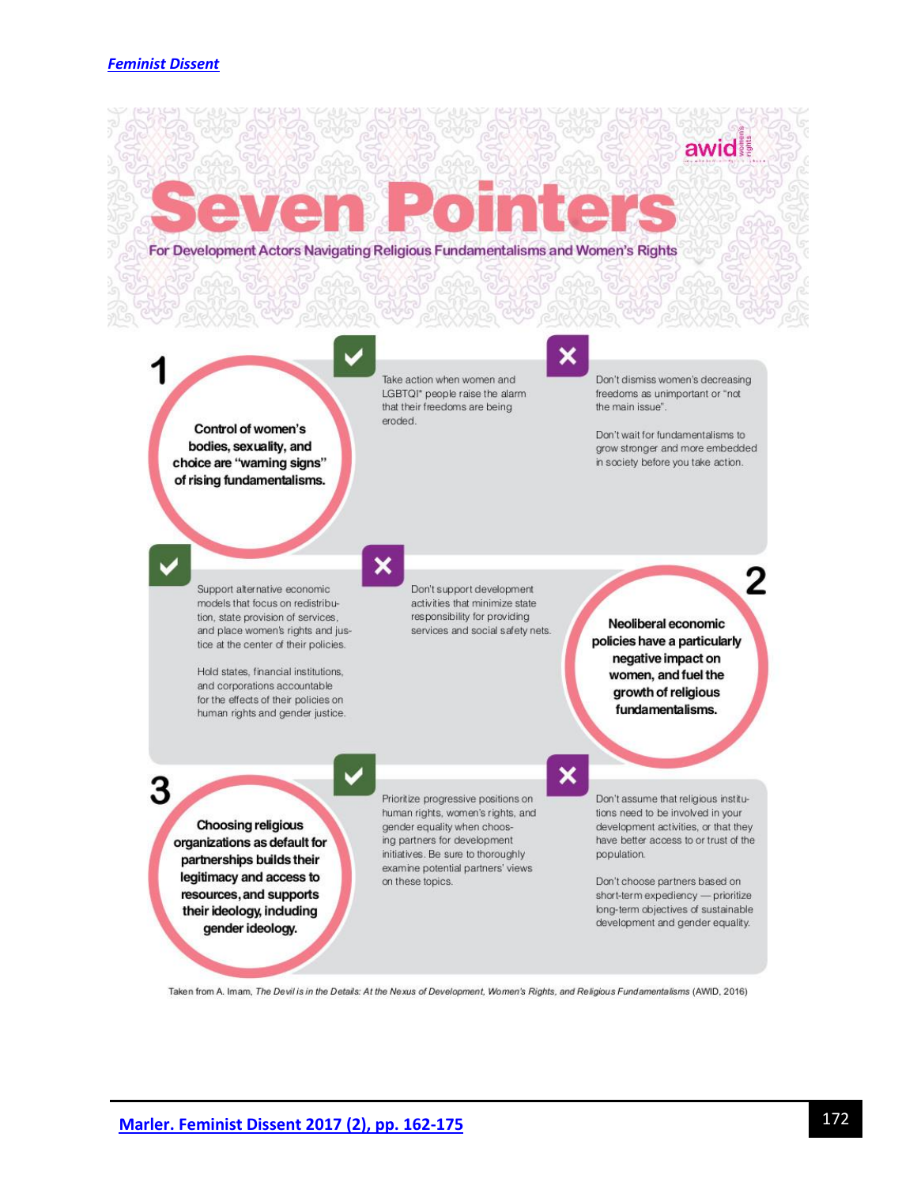awid

# Seven Pointers

## For Development Actors Navigating Religious Fundamentalisms and Women's Rights

### 1

**Control of women's bodies, sexuality, and choice are "warning signs" of rising fundamentalisms.**

✔ Take action when women and LGBTQI* people raise the alarm that their freedoms are being eroded.

✘ Don't dismiss women's decreasing freedoms as unimportant or "not the main issue".

Don't wait for fundamentalisms to grow stronger and more embedded in society before you take action.

### 2

**Neoliberal economic policies have a particularly negative impact on women, and fuel the growth of religious fundamentalisms.**

✔ Support alternative economic models that focus on redistribution, state provision of services, and place women's rights and justice at the center of their policies.

Hold states, financial institutions, and corporations accountable for the effects of their policies on human rights and gender justice.

✘ Don't support development activities that minimize state responsibility for providing services and social safety nets.

### 3

**Choosing religious organizations as default for partnerships builds their legitimacy and access to resources, and supports their ideology, including gender ideology.**

✔ Prioritize progressive positions on human rights, women's rights, and gender equality when choosing partners for development initiatives. Be sure to thoroughly examine potential partners' views on these topics.

✘ Don't assume that religious institutions need to be involved in your development activities, or that they have better access to or trust of the population.

Don't choose partners based on short-term expediency — prioritize long-term objectives of sustainable development and gender equality.

Taken from A. Imam, *The Devil is in the Details: At the Nexus of Development, Women's Rights, and Religious Fundamentalisms* (AWID, 2016)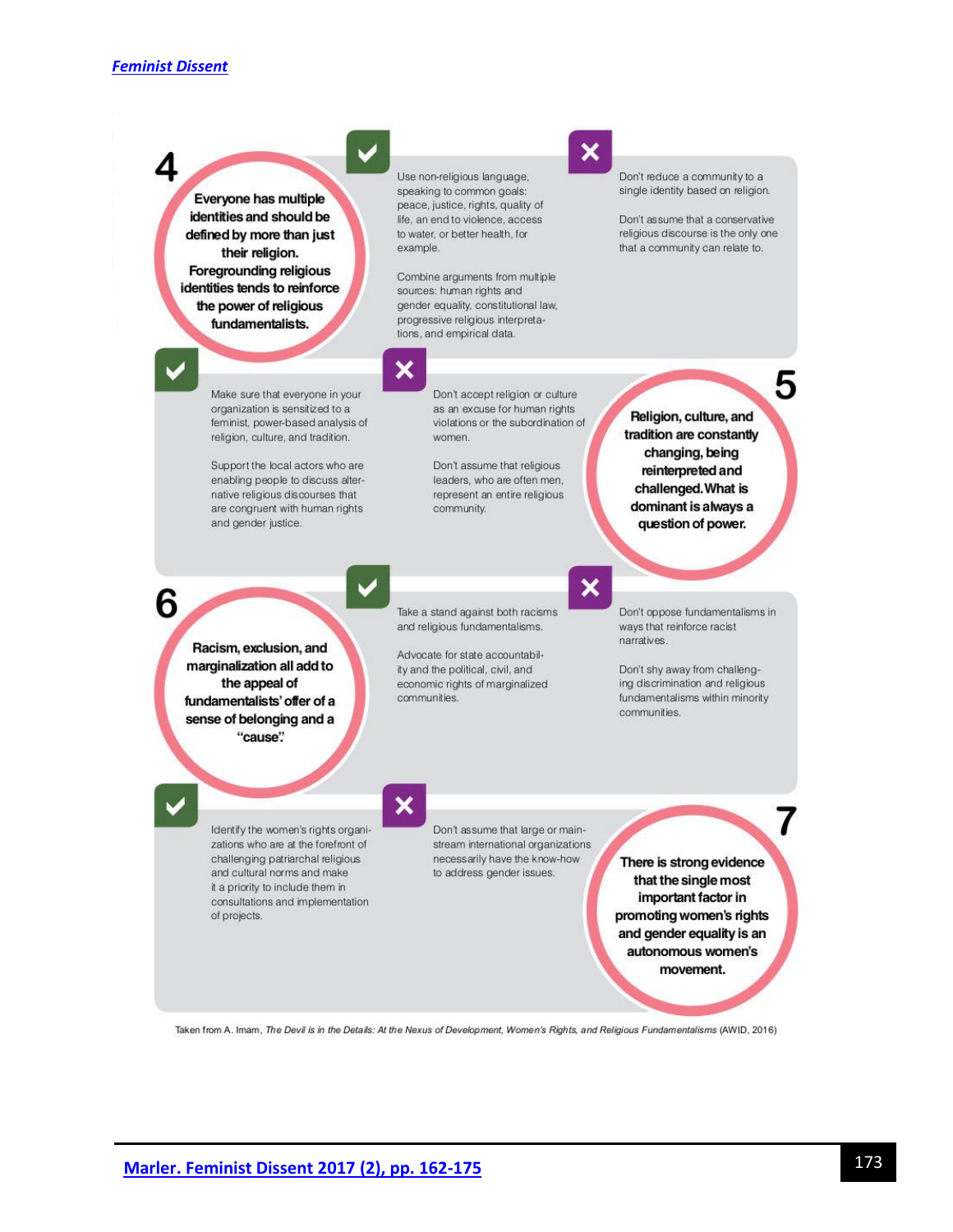## 4

**Everyone has multiple identities and should be defined by more than just their religion. Foregrounding religious identities tends to reinforce the power of religious fundamentalisms.**

✓

Use non-religious language, speaking to common goals: peace, justice, rights, quality of life, an end to violence, access to water, or better health, for example.

Combine arguments from multiple sources: human rights and gender equality, constitutional law, progressive religious interpretations, and empirical data.

✗

Don't reduce a community to a single identity based on religion.

Don't assume that a conservative religious discourse is the only one that a community can relate to.

## 5

**Religion, culture, and tradition are constantly changing, being reinterpreted and challenged. What is dominant is always a question of power.**

✓

Make sure that everyone in your organization is sensitized to a feminist, power-based analysis of religion, culture, and tradition.

Support the local actors who are enabling people to discuss alternative religious discourses that are congruent with human rights and gender justice.

✗

Don't accept religion or culture as an excuse for human rights violations or the subordination of women.

Don't assume that religious leaders, who are often men, represent an entire religious community.

## 6

**Racism, exclusion, and marginalization all add to the appeal of fundamentalists' offer of a sense of belonging and a "cause".**

✓

Take a stand against both racisms and religious fundamentalisms.

Advocate for state accountability and the political, civil, and economic rights of marginalized communities.

✗

Don't oppose fundamentalisms in ways that reinforce racist narratives.

Don't shy away from challenging discrimination and religious fundamentalisms within minority communities.

## 7

**There is strong evidence that the single most important factor in promoting women's rights and gender equality is an autonomous women's movement.**

✓

Identify the women's rights organizations who are at the forefront of challenging patriarchal religious and cultural norms and make it a priority to include them in consultations and implementation of projects.

✗

Don't assume that large or mainstream international organizations necessarily have the know-how to address gender issues.

Taken from A. Imam, *The Devil is in the Details: At the Nexus of Development, Women's Rights, and Religious Fundamentalisms* (AWID, 2016)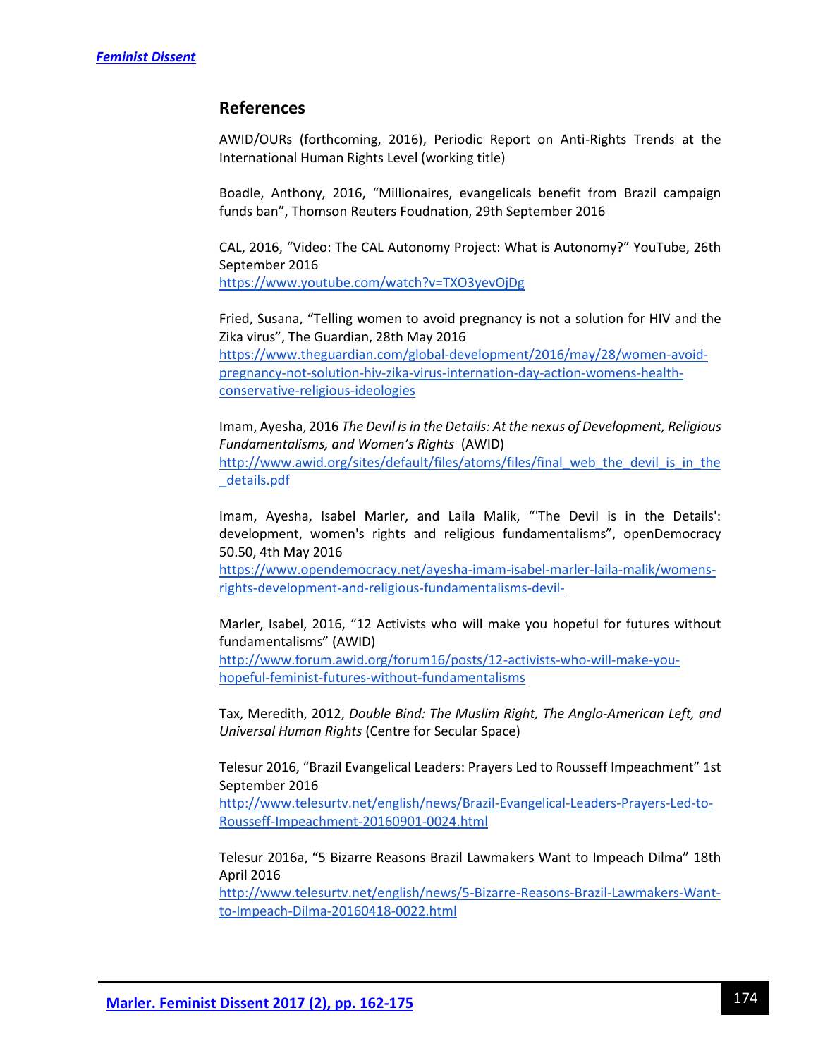## References

AWID/OURs (forthcoming, 2016), Periodic Report on Anti-Rights Trends at the International Human Rights Level (working title)

Boadle, Anthony, 2016, "Millionaires, evangelicals benefit from Brazil campaign funds ban", Thomson Reuters Foudnation, 29th September 2016

CAL, 2016, "Video: The CAL Autonomy Project: What is Autonomy?" YouTube, 26th September 2016
https://www.youtube.com/watch?v=TXO3yevOjDg

Fried, Susana, "Telling women to avoid pregnancy is not a solution for HIV and the Zika virus", The Guardian, 28th May 2016
https://www.theguardian.com/global-development/2016/may/28/women-avoid-pregnancy-not-solution-hiv-zika-virus-internation-day-action-womens-health-conservative-religious-ideologies

Imam, Ayesha, 2016 *The Devil is in the Details: At the nexus of Development, Religious Fundamentalisms, and Women's Rights* (AWID)
http://www.awid.org/sites/default/files/atoms/files/final_web_the_devil_is_in_the_details.pdf

Imam, Ayesha, Isabel Marler, and Laila Malik, "'The Devil is in the Details': development, women's rights and religious fundamentalisms", openDemocracy 50.50, 4th May 2016
https://www.opendemocracy.net/ayesha-imam-isabel-marler-laila-malik/womens-rights-development-and-religious-fundamentalisms-devil-

Marler, Isabel, 2016, "12 Activists who will make you hopeful for futures without fundamentalisms" (AWID)
http://www.forum.awid.org/forum16/posts/12-activists-who-will-make-you-hopeful-feminist-futures-without-fundamentalisms

Tax, Meredith, 2012, *Double Bind: The Muslim Right, The Anglo-American Left, and Universal Human Rights* (Centre for Secular Space)

Telesur 2016, "Brazil Evangelical Leaders: Prayers Led to Rousseff Impeachment" 1st September 2016
http://www.telesurtv.net/english/news/Brazil-Evangelical-Leaders-Prayers-Led-to-Rousseff-Impeachment-20160901-0024.html

Telesur 2016a, "5 Bizarre Reasons Brazil Lawmakers Want to Impeach Dilma" 18th April 2016
http://www.telesurtv.net/english/news/5-Bizarre-Reasons-Brazil-Lawmakers-Want-to-Impeach-Dilma-20160418-0022.html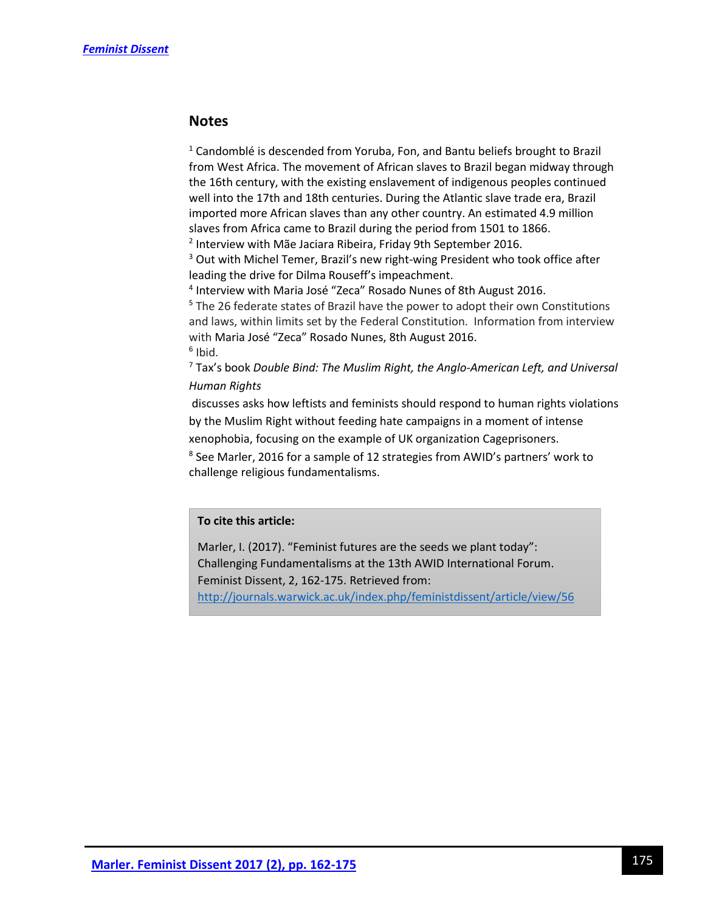## Notes

[1] Candomblé is descended from Yoruba, Fon, and Bantu beliefs brought to Brazil from West Africa. The movement of African slaves to Brazil began midway through the 16th century, with the existing enslavement of indigenous peoples continued well into the 17th and 18th centuries. During the Atlantic slave trade era, Brazil imported more African slaves than any other country. An estimated 4.9 million slaves from Africa came to Brazil during the period from 1501 to 1866.

[2] Interview with Mãe Jaciara Ribeira, Friday 9th September 2016.

[3] Out with Michel Temer, Brazil's new right-wing President who took office after leading the drive for Dilma Rouseff's impeachment.

[4] Interview with Maria José "Zeca" Rosado Nunes of 8th August 2016.

[5] The 26 federate states of Brazil have the power to adopt their own Constitutions and laws, within limits set by the Federal Constitution. Information from interview with Maria José "Zeca" Rosado Nunes, 8th August 2016.

[6] Ibid.

[7] Tax's book *Double Bind: The Muslim Right, the Anglo-American Left, and Universal Human Rights*

discusses asks how leftists and feminists should respond to human rights violations by the Muslim Right without feeding hate campaigns in a moment of intense xenophobia, focusing on the example of UK organization Cageprisoners.

[8] See Marler, 2016 for a sample of 12 strategies from AWID's partners' work to challenge religious fundamentalisms.

**To cite this article:**

Marler, I. (2017). "Feminist futures are the seeds we plant today": Challenging Fundamentalisms at the 13th AWID International Forum. Feminist Dissent, 2, 162-175. Retrieved from: http://journals.warwick.ac.uk/index.php/feministdissent/article/view/56